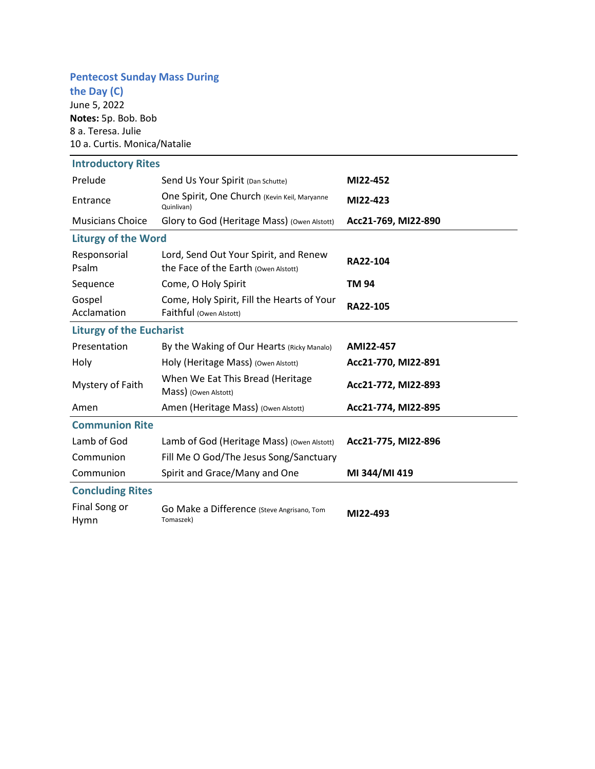## Pentecost Sunday Mass During the Day (C)

June 5, 2022

**Notes:** 5p. Bob. Bob
8 a. Teresa. Julie
10 a. Curtis. Monica/Natalie

### Introductory Rites

| | | |
|---|---|---|
| Prelude | Send Us Your Spirit (Dan Schutte) | **MI22-452** |
| Entrance | One Spirit, One Church (Kevin Keil, Maryanne Quinlivan) | **MI22-423** |
| Musicians Choice | Glory to God (Heritage Mass) (Owen Alstott) | **Acc21-769, MI22-890** |

### Liturgy of the Word

| | | |
|---|---|---|
| Responsorial Psalm | Lord, Send Out Your Spirit, and Renew the Face of the Earth (Owen Alstott) | **RA22-104** |
| Sequence | Come, O Holy Spirit | **TM 94** |
| Gospel Acclamation | Come, Holy Spirit, Fill the Hearts of Your Faithful (Owen Alstott) | **RA22-105** |

### Liturgy of the Eucharist

| | | |
|---|---|---|
| Presentation | By the Waking of Our Hearts (Ricky Manalo) | **AMI22-457** |
| Holy | Holy (Heritage Mass) (Owen Alstott) | **Acc21-770, MI22-891** |
| Mystery of Faith | When We Eat This Bread (Heritage Mass) (Owen Alstott) | **Acc21-772, MI22-893** |
| Amen | Amen (Heritage Mass) (Owen Alstott) | **Acc21-774, MI22-895** |

### Communion Rite

| | | |
|---|---|---|
| Lamb of God | Lamb of God (Heritage Mass) (Owen Alstott) | **Acc21-775, MI22-896** |
| Communion | Fill Me O God/The Jesus Song/Sanctuary | |
| Communion | Spirit and Grace/Many and One | **MI 344/MI 419** |

### Concluding Rites

| | | |
|---|---|---|
| Final Song or Hymn | Go Make a Difference (Steve Angrisano, Tom Tomaszek) | **MI22-493** |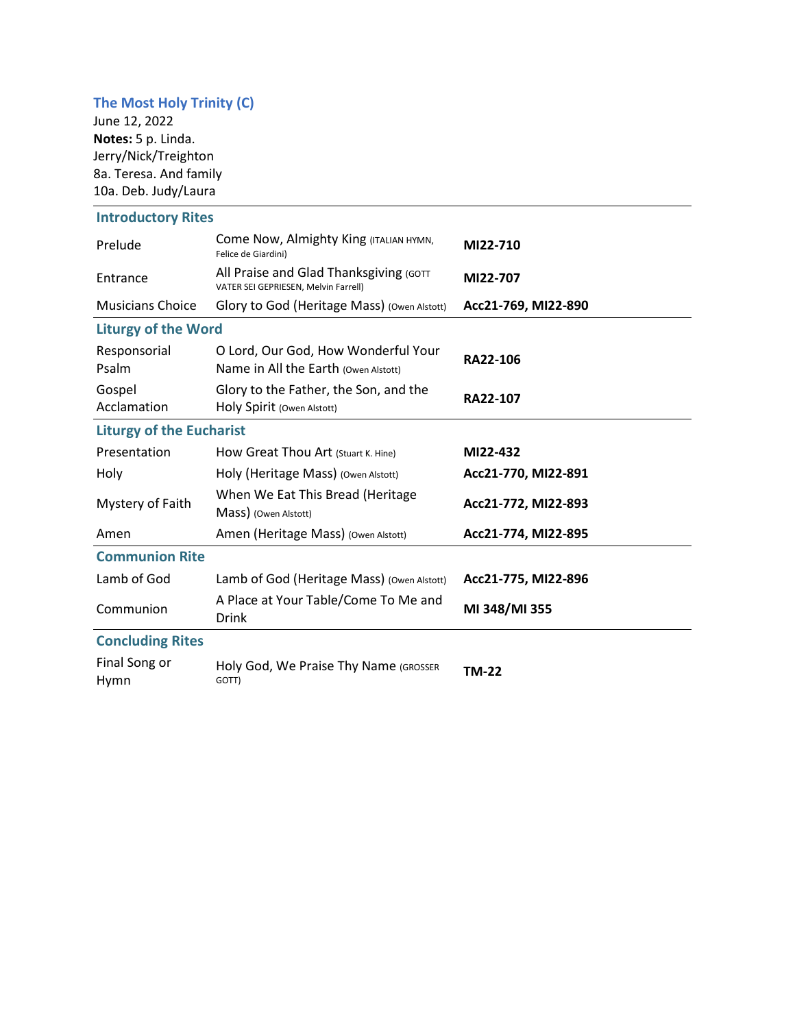## The Most Holy Trinity (C)

June 12, 2022

**Notes:** 5 p. Linda. Jerry/Nick/Treighton
8a. Teresa. And family
10a. Deb. Judy/Laura

### Introductory Rites

| | | |
|---|---|---|
| Prelude | Come Now, Almighty King (ITALIAN HYMN, Felice de Giardini) | **MI22-710** |
| Entrance | All Praise and Glad Thanksgiving (GOTT VATER SEI GEPRIESEN, Melvin Farrell) | **MI22-707** |
| Musicians Choice | Glory to God (Heritage Mass) (Owen Alstott) | **Acc21-769, MI22-890** |

### Liturgy of the Word

| | | |
|---|---|---|
| Responsorial Psalm | O Lord, Our God, How Wonderful Your Name in All the Earth (Owen Alstott) | **RA22-106** |
| Gospel Acclamation | Glory to the Father, the Son, and the Holy Spirit (Owen Alstott) | **RA22-107** |

### Liturgy of the Eucharist

| | | |
|---|---|---|
| Presentation | How Great Thou Art (Stuart K. Hine) | **MI22-432** |
| Holy | Holy (Heritage Mass) (Owen Alstott) | **Acc21-770, MI22-891** |
| Mystery of Faith | When We Eat This Bread (Heritage Mass) (Owen Alstott) | **Acc21-772, MI22-893** |
| Amen | Amen (Heritage Mass) (Owen Alstott) | **Acc21-774, MI22-895** |

### Communion Rite

| | | |
|---|---|---|
| Lamb of God | Lamb of God (Heritage Mass) (Owen Alstott) | **Acc21-775, MI22-896** |
| Communion | A Place at Your Table/Come To Me and Drink | **MI 348/MI 355** |

### Concluding Rites

| | | |
|---|---|---|
| Final Song or Hymn | Holy God, We Praise Thy Name (GROSSER GOTT) | **TM-22** |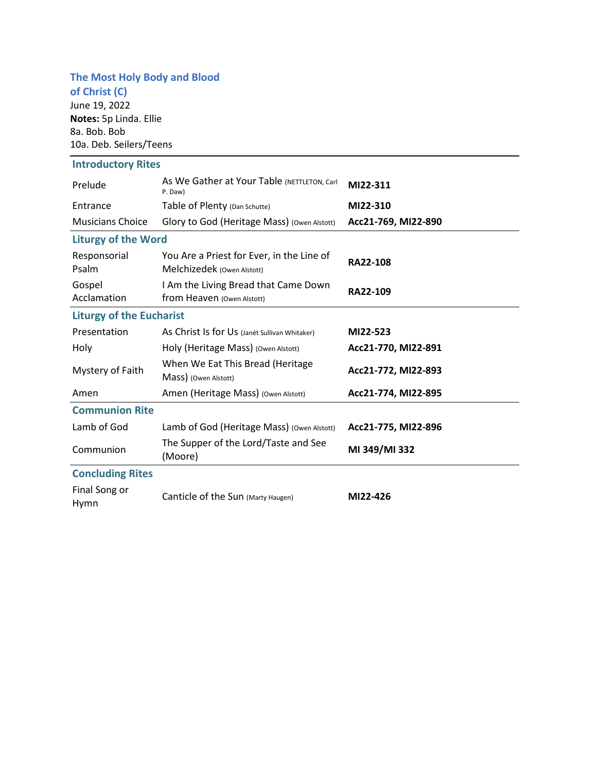## The Most Holy Body and Blood of Christ (C)

June 19, 2022

**Notes:** 5p Linda. Ellie
8a. Bob. Bob
10a. Deb. Seilers/Teens

### Introductory Rites

| | | |
|---|---|---|
| Prelude | As We Gather at Your Table (NETTLETON, Carl P. Daw) | **MI22-311** |
| Entrance | Table of Plenty (Dan Schutte) | **MI22-310** |
| Musicians Choice | Glory to God (Heritage Mass) (Owen Alstott) | **Acc21-769, MI22-890** |

### Liturgy of the Word

| | | |
|---|---|---|
| Responsorial Psalm | You Are a Priest for Ever, in the Line of Melchizedek (Owen Alstott) | **RA22-108** |
| Gospel Acclamation | I Am the Living Bread that Came Down from Heaven (Owen Alstott) | **RA22-109** |

### Liturgy of the Eucharist

| | | |
|---|---|---|
| Presentation | As Christ Is for Us (Janèt Sullivan Whitaker) | **MI22-523** |
| Holy | Holy (Heritage Mass) (Owen Alstott) | **Acc21-770, MI22-891** |
| Mystery of Faith | When We Eat This Bread (Heritage Mass) (Owen Alstott) | **Acc21-772, MI22-893** |
| Amen | Amen (Heritage Mass) (Owen Alstott) | **Acc21-774, MI22-895** |

### Communion Rite

| | | |
|---|---|---|
| Lamb of God | Lamb of God (Heritage Mass) (Owen Alstott) | **Acc21-775, MI22-896** |
| Communion | The Supper of the Lord/Taste and See (Moore) | **MI 349/MI 332** |

### Concluding Rites

| | | |
|---|---|---|
| Final Song or Hymn | Canticle of the Sun (Marty Haugen) | **MI22-426** |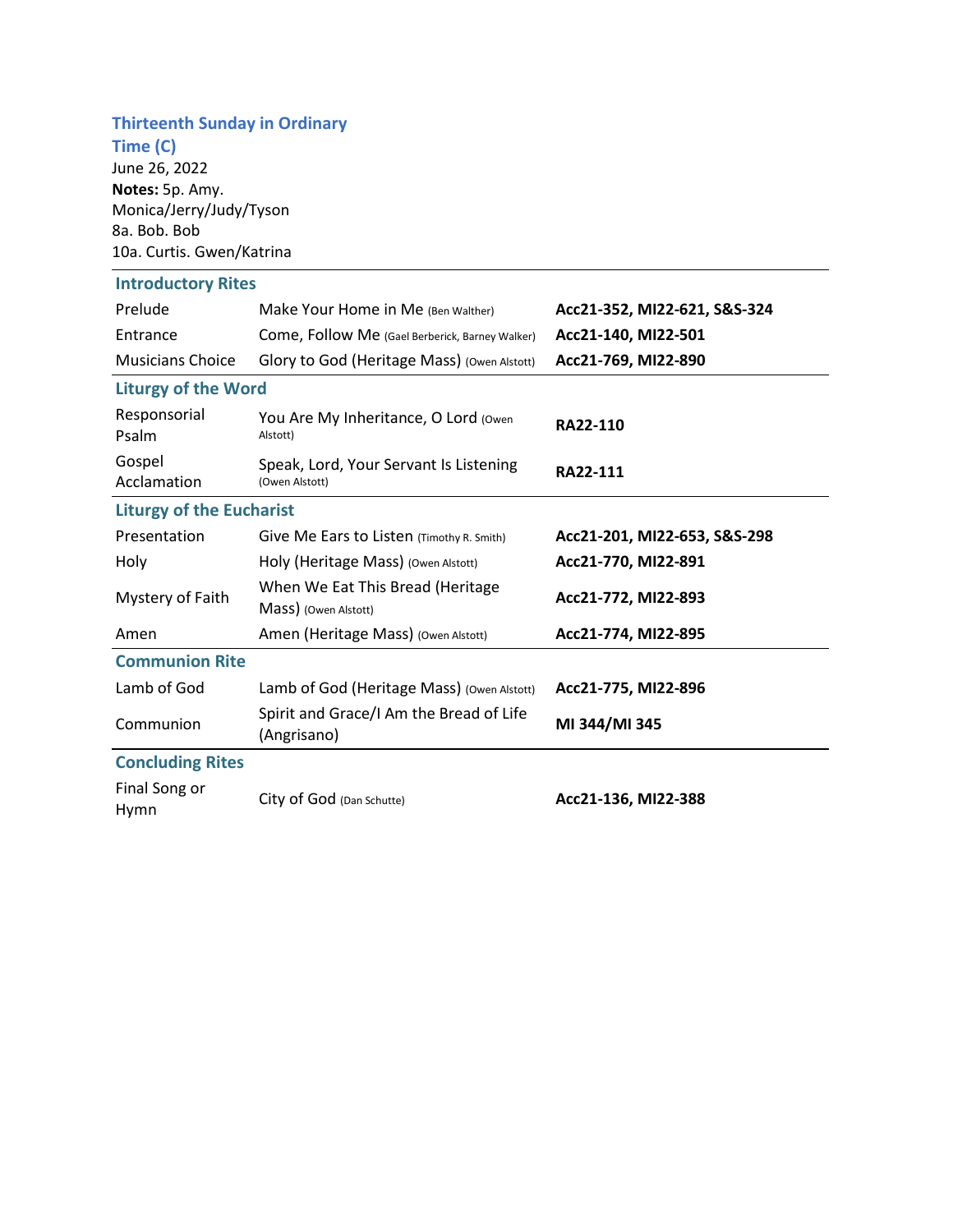## Thirteenth Sunday in Ordinary Time (C)

June 26, 2022

**Notes:** 5p. Amy. Monica/Jerry/Judy/Tyson
8a. Bob. Bob
10a. Curtis. Gwen/Katrina

### Introductory Rites

| | | |
|---|---|---|
| Prelude | Make Your Home in Me (Ben Walther) | **Acc21-352, MI22-621, S&S-324** |
| Entrance | Come, Follow Me (Gael Berberick, Barney Walker) | **Acc21-140, MI22-501** |
| Musicians Choice | Glory to God (Heritage Mass) (Owen Alstott) | **Acc21-769, MI22-890** |

### Liturgy of the Word

| | | |
|---|---|---|
| Responsorial Psalm | You Are My Inheritance, O Lord (Owen Alstott) | **RA22-110** |
| Gospel Acclamation | Speak, Lord, Your Servant Is Listening (Owen Alstott) | **RA22-111** |

### Liturgy of the Eucharist

| | | |
|---|---|---|
| Presentation | Give Me Ears to Listen (Timothy R. Smith) | **Acc21-201, MI22-653, S&S-298** |
| Holy | Holy (Heritage Mass) (Owen Alstott) | **Acc21-770, MI22-891** |
| Mystery of Faith | When We Eat This Bread (Heritage Mass) (Owen Alstott) | **Acc21-772, MI22-893** |
| Amen | Amen (Heritage Mass) (Owen Alstott) | **Acc21-774, MI22-895** |

### Communion Rite

| | | |
|---|---|---|
| Lamb of God | Lamb of God (Heritage Mass) (Owen Alstott) | **Acc21-775, MI22-896** |
| Communion | Spirit and Grace/I Am the Bread of Life (Angrisano) | **MI 344/MI 345** |

### Concluding Rites

| | | |
|---|---|---|
| Final Song or Hymn | City of God (Dan Schutte) | **Acc21-136, MI22-388** |